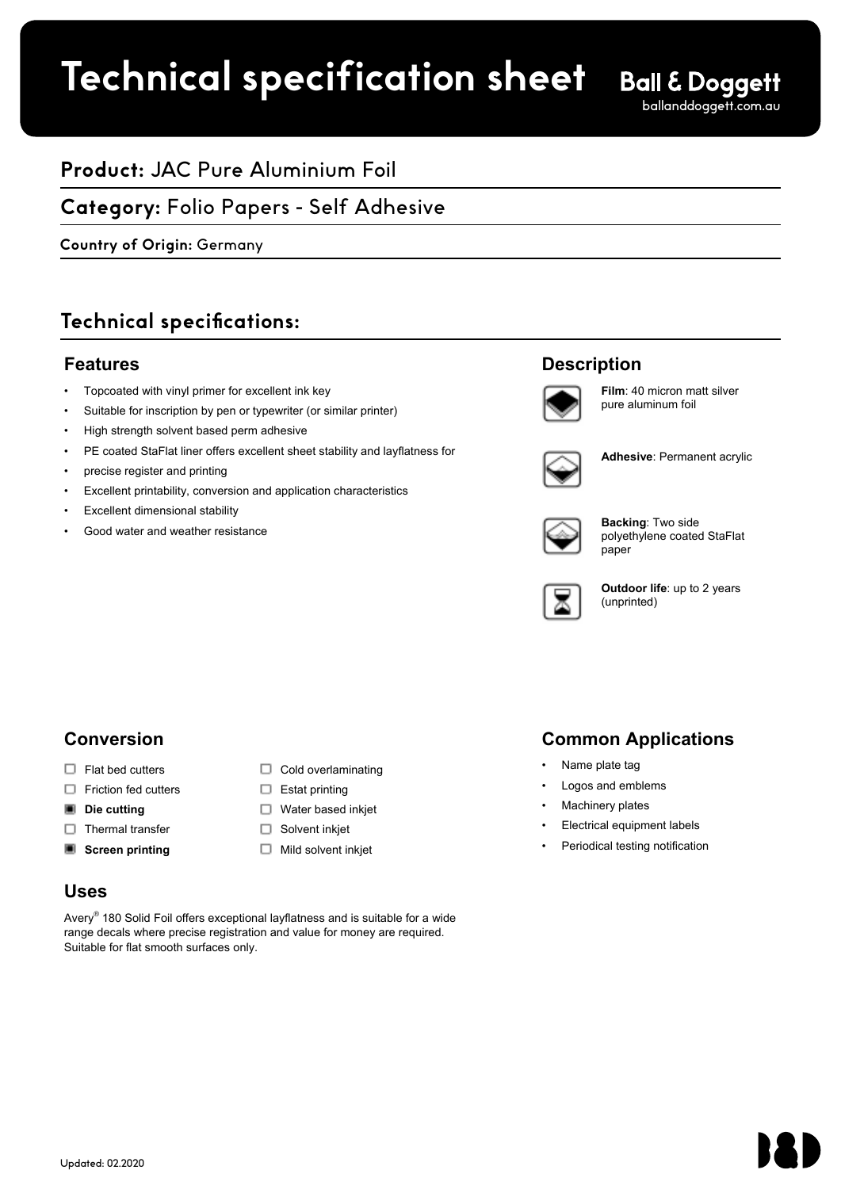# Technical specification sheet

Ball & Doggett
balanddoggett.com.au

## Product: JAC Pure Aluminium Foil

## Category: Folio Papers - Self Adhesive

**Country of Origin:** Germany

## Technical specifications:

### Features

- Topcoated with vinyl primer for excellent ink key
- Suitable for inscription by pen or typewriter (or similar printer)
- High strength solvent based perm adhesive
- PE coated StaFlat liner offers excellent sheet stability and layflatness for
- precise register and printing
- Excellent printability, conversion and application characteristics
- Excellent dimensional stability
- Good water and weather resistance

### Description

**Film**: 40 micron matt silver pure aluminum foil

**Adhesive**: Permanent acrylic

**Backing**: Two side polyethylene coated StaFlat paper

**Outdoor life**: up to 2 years (unprinted)

### Conversion

- ☐ Flat bed cutters
- ☐ Friction fed cutters
- ■ **Die cutting**
- ☐ Thermal transfer
- ■ **Screen printing**
- ☐ Cold overlaminating
- ☐ Estat printing
- ☐ Water based inkjet
- ☐ Solvent inkjet
- ☐ Mild solvent inkjet

### Common Applications

- Name plate tag
- Logos and emblems
- Machinery plates
- Electrical equipment labels
- Periodical testing notification

### Uses

Avery® 180 Solid Foil offers exceptional layflatness and is suitable for a wide range decals where precise registration and value for money are required. Suitable for flat smooth surfaces only.

Updated: 02.2020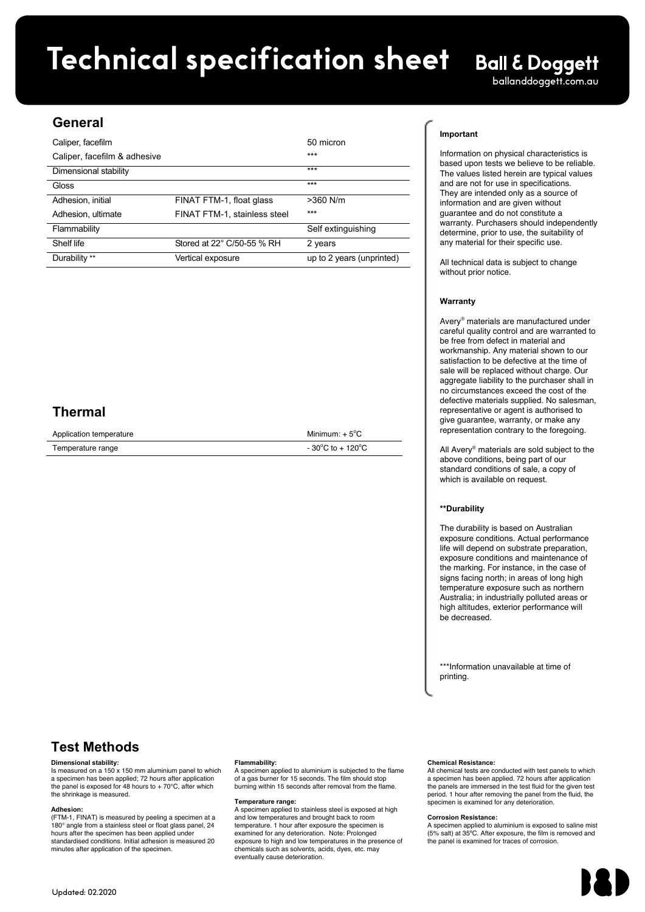# Technical specification sheet

Ball & Doggett
balanddoggett.com.au

## General

| | | |
|---|---|---|
| Caliper, facefilm | | 50 micron |
| Caliper, facefilm & adhesive | | *** |
| Dimensional stability | | *** |
| Gloss | | *** |
| Adhesion, initial | FINAT FTM-1, float glass | >360 N/m |
| Adhesion, ultimate | FINAT FTM-1, stainless steel | *** |
| Flammability | | Self extinguishing |
| Shelf life | Stored at 22° C/50-55 % RH | 2 years |
| Durability ** | Vertical exposure | up to 2 years (unprinted) |

## Thermal

| | |
|---|---|
| Application temperature | Minimum: + 5°C |
| Temperature range | - 30°C to + 120°C |

**Important**

Information on physical characteristics is based upon tests we believe to be reliable. The values listed herein are typical values and are not for use in specifications. They are intended only as a source of information and are given without guarantee and do not constitute a warranty. Purchasers should independently determine, prior to use, the suitability of any material for their specific use.

All technical data is subject to change without prior notice.

**Warranty**

Avery® materials are manufactured under careful quality control and are warranted to be free from defect in material and workmanship. Any material shown to our satisfaction to be defective at the time of sale will be replaced without charge. Our aggregate liability to the purchaser shall in no circumstances exceed the cost of the defective materials supplied. No salesman, representative or agent is authorised to give guarantee, warranty, or make any representation contrary to the foregoing.

All Avery® materials are sold subject to the above conditions, being part of our standard conditions of sale, a copy of which is available on request.

****Durability**

The durability is based on Australian exposure conditions. Actual performance life will depend on substrate preparation, exposure conditions and maintenance of the marking. For instance, in the case of signs facing north; in areas of long high temperature exposure such as northern Australia; in industrially polluted areas or high altitudes, exterior performance will be decreased.

***Information unavailable at time of printing.

## Test Methods

**Dimensional stability:**
Is measured on a 150 x 150 mm aluminium panel to which a specimen has been applied; 72 hours after application the panel is exposed for 48 hours to + 70°C, after which the shrinkage is measured.

**Adhesion:**
(FTM-1, FINAT) is measured by peeling a specimen at a 180° angle from a stainless steel or float glass panel, 24 hours after the specimen has been applied under standardised conditions. Initial adhesion is measured 20 minutes after application of the specimen.

**Flammability:**
A specimen applied to aluminium is subjected to the flame of a gas burner for 15 seconds. The film should stop burning within 15 seconds after removal from the flame.

**Temperature range:**
A specimen applied to stainless steel is exposed at high and low temperatures and brought back to room temperature. 1 hour after exposure the specimen is examined for any deterioration. Note: Prolonged exposure to high and low temperatures in the presence of chemicals such as solvents, acids, dyes, etc. may eventually cause deterioration.

**Chemical Resistance:**
All chemical tests are conducted with test panels to which a specimen has been applied. 72 hours after application the panels are immersed in the test fluid for the given test period. 1 hour after removing the panel from the fluid, the specimen is examined for any deterioration.

**Corrosion Resistance:**
A specimen applied to aluminium is exposed to saline mist (5% salt) at 35°C. After exposure, the film is removed and the panel is examined for traces of corrosion.

Updated: 02.2020